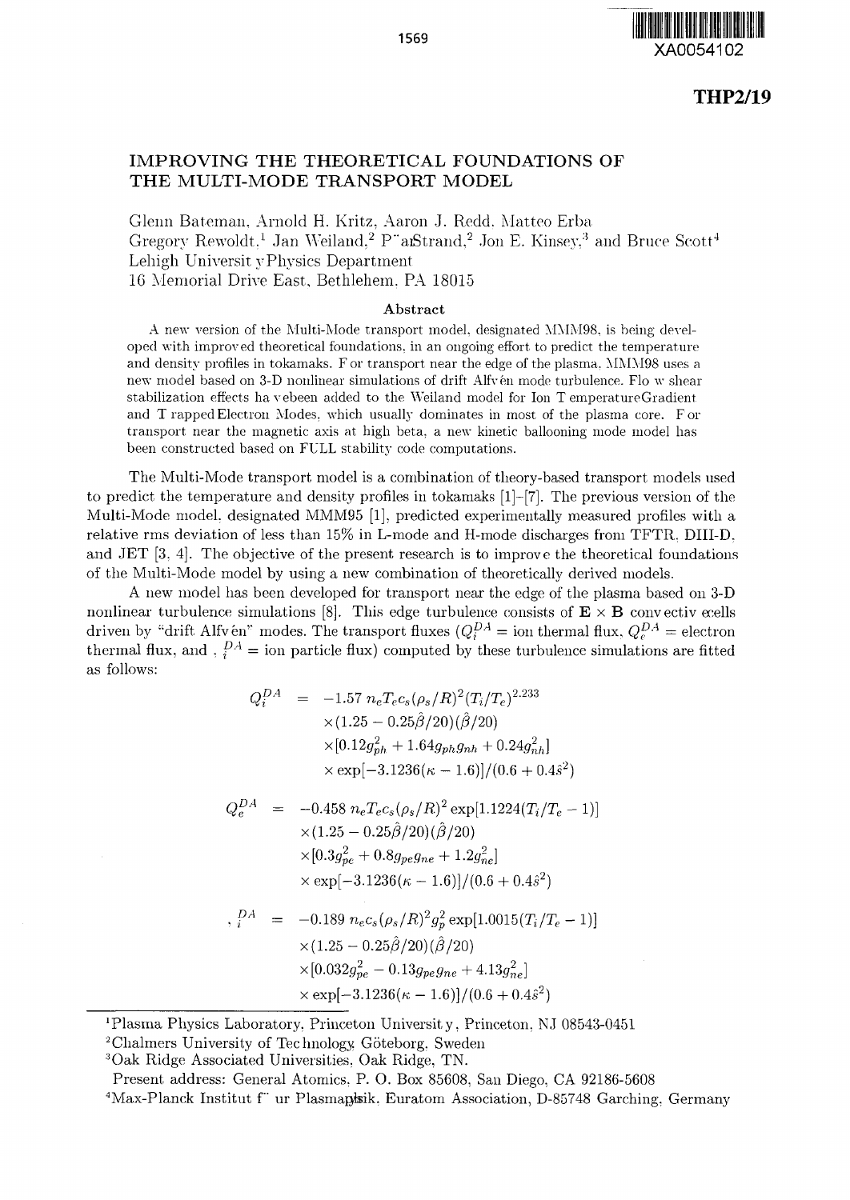THP2/19

# IMPROVING THE THEORETICAL FOUNDATIONS OF THE MULTI-MODE TRANSPORT MODEL

Glenn Bateman, Arnold H. Kritz, Aaron J. Redd, Matteo Erba
Gregory Rewoldt,[1] Jan Weiland,[2] Pär Strand,[2] Jon E. Kinsey,[3] and Bruce Scott[4]
Lehigh University Physics Department
16 Memorial Drive East, Bethlehem, PA 18015

## Abstract

A new version of the Multi-Mode transport model, designated MMM98, is being developed with improved theoretical foundations, in an ongoing effort to predict the temperature and density profiles in tokamaks. For transport near the edge of the plasma, MMM98 uses a new model based on 3-D nonlinear simulations of drift Alfvén mode turbulence. Flow shear stabilization effects have been added to the Weiland model for Ion Temperature Gradient and Trapped Electron Modes, which usually dominates in most of the plasma core. For transport near the magnetic axis at high beta, a new kinetic ballooning mode model has been constructed based on FULL stability code computations.

The Multi-Mode transport model is a combination of theory-based transport models used to predict the temperature and density profiles in tokamaks [1]–[7]. The previous version of the Multi-Mode model, designated MMM95 [1], predicted experimentally measured profiles with a relative rms deviation of less than 15% in L-mode and H-mode discharges from TFTR, DIII-D, and JET [3, 4]. The objective of the present research is to improve the theoretical foundations of the Multi-Mode model by using a new combination of theoretically derived models.

A new model has been developed for transport near the edge of the plasma based on 3-D nonlinear turbulence simulations [8]. This edge turbulence consists of $\mathbf{E} \times \mathbf{B}$ convective cells driven by "drift Alfvén" modes. The transport fluxes ($Q_i^{DA}$ = ion thermal flux, $Q_e^{DA}$ = electron thermal flux, and $\Gamma_i^{DA}$ = ion particle flux) computed by these turbulence simulations are fitted as follows:

$$
\begin{aligned}
Q_i^{DA} &= -1.57\, n_e T_e c_s (\rho_s/R)^2 (T_i/T_e)^{2.233} \\
&\quad \times (1.25 - 0.25\hat{\beta}/20)(\hat{\beta}/20) \\
&\quad \times [0.12 g_{ph}^2 + 1.64 g_{ph} g_{nh} + 0.24 g_{nh}^2] \\
&\quad \times \exp[-3.1236(\kappa - 1.6)]/(0.6 + 0.4\hat{s}^2)
\end{aligned}
$$

$$
\begin{aligned}
Q_e^{DA} &= -0.458\, n_e T_e c_s (\rho_s/R)^2 \exp[1.1224(T_i/T_e - 1)] \\
&\quad \times (1.25 - 0.25\hat{\beta}/20)(\hat{\beta}/20) \\
&\quad \times [0.3 g_{pe}^2 + 0.8 g_{pe} g_{ne} + 1.2 g_{ne}^2] \\
&\quad \times \exp[-3.1236(\kappa - 1.6)]/(0.6 + 0.4\hat{s}^2)
\end{aligned}
$$

$$
\begin{aligned}
\Gamma_i^{DA} &= -0.189\, n_e c_s (\rho_s/R)^2 g_p^2 \exp[1.0015(T_i/T_e - 1)] \\
&\quad \times (1.25 - 0.25\hat{\beta}/20)(\hat{\beta}/20) \\
&\quad \times [0.032 g_{pe}^2 - 0.13 g_{pe} g_{ne} + 4.13 g_{ne}^2] \\
&\quad \times \exp[-3.1236(\kappa - 1.6)]/(0.6 + 0.4\hat{s}^2)
\end{aligned}
$$

---

[1] Plasma Physics Laboratory, Princeton University, Princeton, NJ 08543-0451

[2] Chalmers University of Technology, Göteborg, Sweden

[3] Oak Ridge Associated Universities, Oak Ridge, TN.
Present address: General Atomics, P. O. Box 85608, San Diego, CA 92186-5608

[4] Max-Planck Institut für Plasmaphysik, Euratom Association, D-85748 Garching, Germany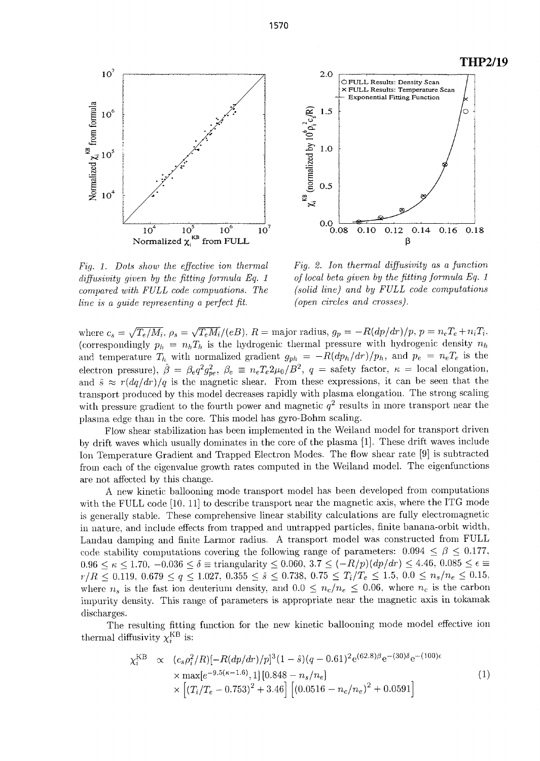*Fig. 1. Dots show the effective ion thermal diffusivity given by the fitting formula Eq. 1 compared with FULL code compuations. The line is a guide representing a perfect fit.*

*Fig. 2. Ion thermal diffusivity as a function of local beta given by the fitting formula Eq. 1 (solid line) and by FULL code computations (open circles and crosses).*

where $c_s = \sqrt{T_e/M_i}$, $\rho_s = \sqrt{T_e M_i}/(eB)$, $R$ = major radius, $g_p = -R(dp/dr)/p$, $p = n_e T_e + n_i T_i$, (correspondingly $p_h = n_h T_h$ is the hydrogenic thermal pressure with hydrogenic density $n_h$ and temperature $T_h$ with normalized gradient $g_{ph} = -R(dp_h/dr)/p_h$, and $p_e = n_e T_e$ is the electron pressure), $\hat{\beta} = \beta_e q^2 g_{pe}^2$, $\beta_e \equiv n_e T_e 2\mu_0/B^2$, $q$ = safety factor, $\kappa$ = local elongation, and $\hat{s} \approx r(dq/dr)/q$ is the magnetic shear. From these expressions, it can be seen that the transport produced by this model decreases rapidly with plasma elongation. The strong scaling with pressure gradient to the fourth power and magnetic $q^2$ results in more transport near the plasma edge than in the core. This model has gyro-Bohm scaling.

Flow shear stabilization has been implemented in the Weiland model for transport driven by drift waves which usually dominates in the core of the plasma [1]. These drift waves include Ion Temperature Gradient and Trapped Electron Modes. The flow shear rate [9] is subtracted from each of the eigenvalue growth rates computed in the Weiland model. The eigenfunctions are not affected by this change.

A new kinetic ballooning mode transport model has been developed from computations with the FULL code [10, 11] to describe transport near the magnetic axis, where the ITG mode is generally stable. These comprehensive linear stability calculations are fully electromagnetic in nature, and include effects from trapped and untrapped particles, finite banana-orbit width, Landau damping and finite Larmor radius. A transport model was constructed from FULL code stability computations covering the following range of parameters: $0.094 \leq \beta \leq 0.177$, $0.96 \leq \kappa \leq 1.70$, $-0.036 \leq \delta \equiv \text{triangularity} \leq 0.060$, $3.7 \leq (-R/p)(dp/dr) \leq 4.46$, $0.085 \leq \epsilon \equiv r/R \leq 0.119$, $0.679 \leq q \leq 1.027$, $0.355 \leq \hat{s} \leq 0.738$, $0.75 \leq T_i/T_e \leq 1.5$, $0.0 \leq n_s/n_e \leq 0.15$, where $n_s$ is the fast ion deuterium density, and $0.0 \leq n_c/n_e \leq 0.06$, where $n_c$ is the carbon impurity density. This range of parameters is appropriate near the magnetic axis in tokamak discharges.

The resulting fitting function for the new kinetic ballooning mode model effective ion thermal diffusivity $\chi_i^{\rm KB}$ is:

$$
\begin{aligned}
\chi_i^{\rm KB} \;\propto\; & (c_s\rho_i^2/R)[-R(dp/dr)/p]^3(1-\hat{s})(q-0.61)^2 e^{(62.8)\beta} e^{-(30)\delta} e^{-(100)\epsilon} \\
& \times \max[e^{-9.5(\kappa-1.6)}, 1]\,[0.848 - n_s/n_e] \\
& \times \left[(T_i/T_e - 0.753)^2 + 3.46\right]\left[(0.0516 - n_c/n_e)^2 + 0.0591\right]
\end{aligned}
\qquad (1)
$$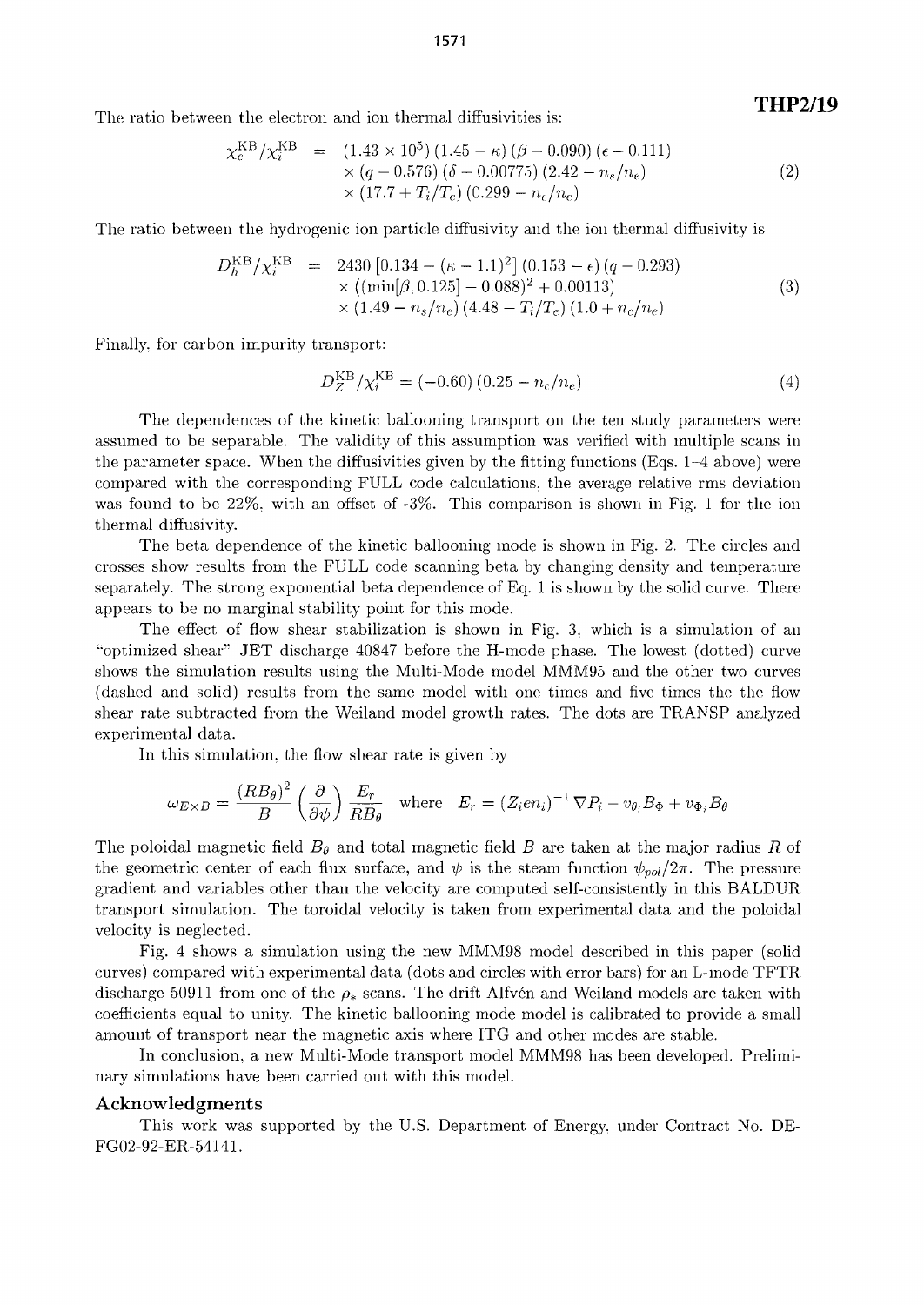The ratio between the electron and ion thermal diffusivities is:

$$\chi_e^{\rm KB}/\chi_i^{\rm KB} = (1.43\times 10^5)(1.45-\kappa)(\beta-0.090)(\epsilon-0.111) \times (q-0.576)(\delta-0.00775)(2.42-n_s/n_e) \times (17.7+T_i/T_e)(0.299-n_c/n_e) \quad (2)$$

The ratio between the hydrogenic ion particle diffusivity and the ion thermal diffusivity is

$$D_h^{\rm KB}/\chi_i^{\rm KB} = 2430\,[0.134-(\kappa-1.1)^2]\,(0.153-\epsilon)\,(q-0.293) \times ((\min[\beta,0.125]-0.088)^2+0.00113) \times (1.49-n_s/n_e)(4.48-T_i/T_e)(1.0+n_c/n_e) \quad (3)$$

Finally, for carbon impurity transport:

$$D_Z^{\rm KB}/\chi_i^{\rm KB} = (-0.60)\,(0.25-n_c/n_e) \quad (4)$$

The dependences of the kinetic ballooning transport on the ten study parameters were assumed to be separable. The validity of this assumption was verified with multiple scans in the parameter space. When the diffusivities given by the fitting functions (Eqs. 1–4 above) were compared with the corresponding FULL code calculations, the average relative rms deviation was found to be 22%, with an offset of -3%. This comparison is shown in Fig. 1 for the ion thermal diffusivity.

The beta dependence of the kinetic ballooning mode is shown in Fig. 2. The circles and crosses show results from the FULL code scanning beta by changing density and temperature separately. The strong exponential beta dependence of Eq. 1 is shown by the solid curve. There appears to be no marginal stability point for this mode.

The effect of flow shear stabilization is shown in Fig. 3, which is a simulation of an "optimized shear" JET discharge 40847 before the H-mode phase. The lowest (dotted) curve shows the simulation results using the Multi-Mode model MMM95 and the other two curves (dashed and solid) results from the same model with one times and five times the the flow shear rate subtracted from the Weiland model growth rates. The dots are TRANSP analyzed experimental data.

In this simulation, the flow shear rate is given by

$$\omega_{E\times B} = \frac{(RB_\theta)^2}{B}\left(\frac{\partial}{\partial\psi}\right)\frac{E_r}{RB_\theta} \quad \text{where} \quad E_r = (Z_i e n_i)^{-1}\nabla P_i - v_{\theta_i}B_\Phi + v_{\Phi_i}B_\theta$$

The poloidal magnetic field $B_\theta$ and total magnetic field $B$ are taken at the major radius $R$ of the geometric center of each flux surface, and $\psi$ is the steam function $\psi_{pol}/2\pi$. The pressure gradient and variables other than the velocity are computed self-consistently in this BALDUR transport simulation. The toroidal velocity is taken from experimental data and the poloidal velocity is neglected.

Fig. 4 shows a simulation using the new MMM98 model described in this paper (solid curves) compared with experimental data (dots and circles with error bars) for an L-mode TFTR discharge 50911 from one of the $\rho_*$ scans. The drift Alfvén and Weiland models are taken with coefficients equal to unity. The kinetic ballooning mode model is calibrated to provide a small amount of transport near the magnetic axis where ITG and other modes are stable.

In conclusion, a new Multi-Mode transport model MMM98 has been developed. Preliminary simulations have been carried out with this model.

## Acknowledgments

This work was supported by the U.S. Department of Energy, under Contract No. DE-FG02-92-ER-54141.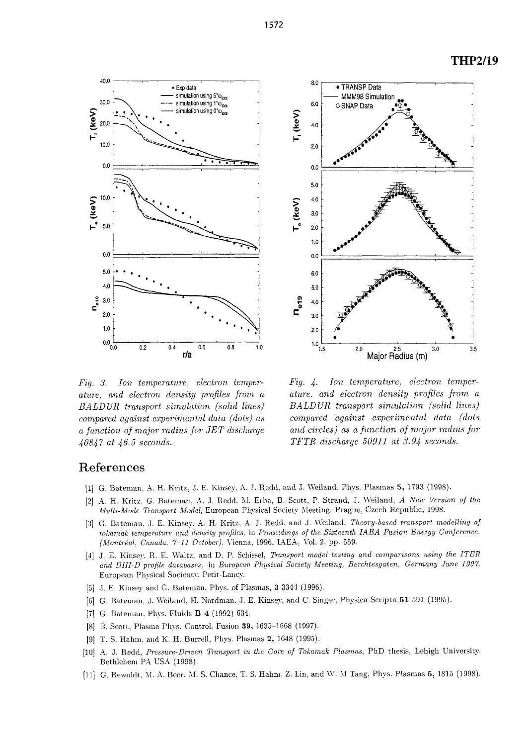40.0
• Exp data
simulation using $5^*\omega_{ExB}$
simulation using $1^*\omega_{ExB}$
simulation using $0^*\omega_{ExB}$
30.0
20.0
10.0
0.0
$T_i$ (keV)
10.0
5.0
0.0
$T_e$ (keV)
5.0
4.0
3.0
2.0
1.0
0.0
$n_{e19}$
0.0 0.2 0.4 0.6 0.8 1.0
r/a

8.0
• TRANSP Data
MMM98 Simulation
○ SNAP Data
6.0
4.0
2.0
0.0
$T_i$ (keV)
5.0
4.0
3.0
2.0
1.0
0.0
$T_e$ (keV)
6.0
5.0
4.0
3.0
2.0
1.0
$n_{e19}$
1.5 2.0 2.5 3.0 3.5
Major Radius (m)

*Fig. 3. Ion temperature, electron temperature, and electron density profiles from a BALDUR transport simulation (solid lines) compared against experimental data (dots) as a function of major radius for JET discharge 40847 at 46.5 seconds.*

*Fig. 4. Ion temperature, electron temperature, and electron density profiles from a BALDUR transport simulation (solid lines) compared against experimental data (dots and circles) as a function of major radius for TFTR discharge 50911 at 3.94 seconds.*

## References

[1] G. Bateman, A. H. Kritz, J. E. Kinsey, A. J. Redd, and J. Weiland, Phys. Plasmas **5**, 1793 (1998).

[2] A. H. Kritz, G. Bateman, A. J. Redd, M. Erba, B. Scott, P. Strand, J. Weiland, *A New Version of the Multi-Mode Transport Model*, European Physical Society Meeting, Prague, Czech Republic, 1998.

[3] G. Bateman, J. E. Kinsey, A. H. Kritz, A. J. Redd, and J. Weiland, *Theory-based transport modelling of tokamak temperature and density profiles*, in *Proceedings of the Sixteenth IAEA Fusion Energy Conference. (Montréal, Canada, 7–11 October)*, Vienna, 1996, IAEA, Vol. 2, pp. 559.

[4] J. E. Kinsey, R. E. Waltz, and D. P. Schissel, *Transport model testing and comparisons using the ITER and DIII-D profile databases*, in *European Physical Society Meeting, Berchtesgaten, Germany June 1997*, European Physical Societry, Petit-Lancy.

[5] J. E. Kinsey and G. Bateman, Phys. of Plasmas, **3** 3344 (1996).

[6] G. Bateman, J. Weiland, H. Nordman, J. E. Kinsey, and C. Singer, Physica Scripta **51** 591 (1995).

[7] G. Bateman, Phys. Fluids **B 4** (1992) 634.

[8] B. Scott, Plasma Phys. Control. Fusion **39**, 1635–1668 (1997).

[9] T. S. Hahm, and K. H. Burrell, Phys. Plasmas **2**, 1648 (1995).

[10] A. J. Redd, *Pressure-Driven Transport in the Core of Tokamak Plasmas*, PhD thesis, Lehigh University, Bethlehem PA USA (1998).

[11] G. Rewoldt, M. A. Beer, M. S. Chance, T. S. Hahm, Z. Lin, and W. M Tang, Phys. Plasmas **5**, 1815 (1998).